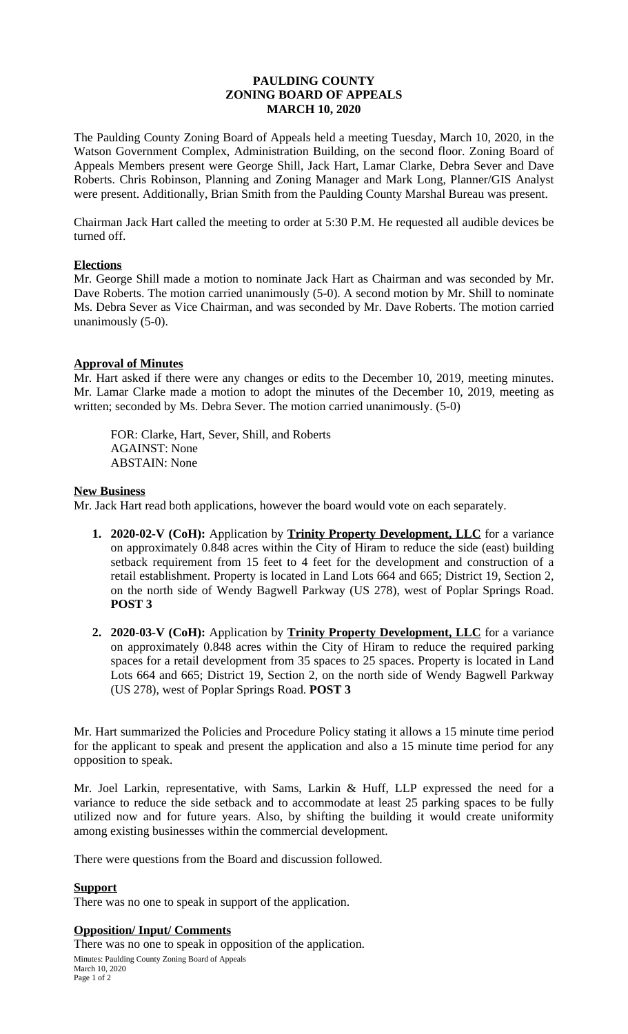# PAULDING COUNTY
# ZONING BOARD OF APPEALS
# MARCH 10, 2020

The Paulding County Zoning Board of Appeals held a meeting Tuesday, March 10, 2020, in the Watson Government Complex, Administration Building, on the second floor. Zoning Board of Appeals Members present were George Shill, Jack Hart, Lamar Clarke, Debra Sever and Dave Roberts. Chris Robinson, Planning and Zoning Manager and Mark Long, Planner/GIS Analyst were present. Additionally, Brian Smith from the Paulding County Marshal Bureau was present.

Chairman Jack Hart called the meeting to order at 5:30 P.M. He requested all audible devices be turned off.

## Elections

Mr. George Shill made a motion to nominate Jack Hart as Chairman and was seconded by Mr. Dave Roberts. The motion carried unanimously (5-0). A second motion by Mr. Shill to nominate Ms. Debra Sever as Vice Chairman, and was seconded by Mr. Dave Roberts. The motion carried unanimously (5-0).

## Approval of Minutes

Mr. Hart asked if there were any changes or edits to the December 10, 2019, meeting minutes. Mr. Lamar Clarke made a motion to adopt the minutes of the December 10, 2019, meeting as written; seconded by Ms. Debra Sever. The motion carried unanimously. (5-0)

FOR: Clarke, Hart, Sever, Shill, and Roberts
AGAINST: None
ABSTAIN: None

## New Business

Mr. Jack Hart read both applications, however the board would vote on each separately.

1. **2020-02-V (CoH):** Application by **Trinity Property Development, LLC** for a variance on approximately 0.848 acres within the City of Hiram to reduce the side (east) building setback requirement from 15 feet to 4 feet for the development and construction of a retail establishment. Property is located in Land Lots 664 and 665; District 19, Section 2, on the north side of Wendy Bagwell Parkway (US 278), west of Poplar Springs Road. **POST 3**

2. **2020-03-V (CoH):** Application by **Trinity Property Development, LLC** for a variance on approximately 0.848 acres within the City of Hiram to reduce the required parking spaces for a retail development from 35 spaces to 25 spaces. Property is located in Land Lots 664 and 665; District 19, Section 2, on the north side of Wendy Bagwell Parkway (US 278), west of Poplar Springs Road. **POST 3**

Mr. Hart summarized the Policies and Procedure Policy stating it allows a 15 minute time period for the applicant to speak and present the application and also a 15 minute time period for any opposition to speak.

Mr. Joel Larkin, representative, with Sams, Larkin & Huff, LLP expressed the need for a variance to reduce the side setback and to accommodate at least 25 parking spaces to be fully utilized now and for future years. Also, by shifting the building it would create uniformity among existing businesses within the commercial development.

There were questions from the Board and discussion followed.

## Support

There was no one to speak in support of the application.

## Opposition/ Input/ Comments

There was no one to speak in opposition of the application.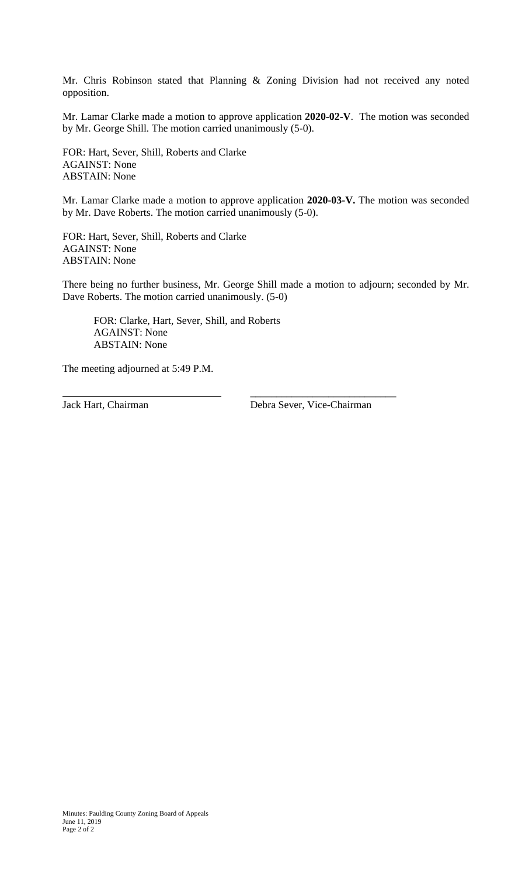Mr. Chris Robinson stated that Planning & Zoning Division had not received any noted opposition.

Mr. Lamar Clarke made a motion to approve application **2020-02-V**. The motion was seconded by Mr. George Shill. The motion carried unanimously (5-0).

FOR: Hart, Sever, Shill, Roberts and Clarke
AGAINST: None
ABSTAIN: None

Mr. Lamar Clarke made a motion to approve application **2020-03-V.** The motion was seconded by Mr. Dave Roberts. The motion carried unanimously (5-0).

FOR: Hart, Sever, Shill, Roberts and Clarke
AGAINST: None
ABSTAIN: None

There being no further business, Mr. George Shill made a motion to adjourn; seconded by Mr. Dave Roberts. The motion carried unanimously. (5-0)

FOR: Clarke, Hart, Sever, Shill, and Roberts
AGAINST: None
ABSTAIN: None

The meeting adjourned at 5:49 P.M.

\_\_\_\_\_\_\_\_\_\_\_\_\_\_\_\_\_\_\_\_\_\_\_\_\_\_\_\_ \_\_\_\_\_\_\_\_\_\_\_\_\_\_\_\_\_\_\_\_\_\_\_\_\_\_\_\_

Jack Hart, Chairman Debra Sever, Vice-Chairman

Minutes: Paulding County Zoning Board of Appeals
June 11, 2019